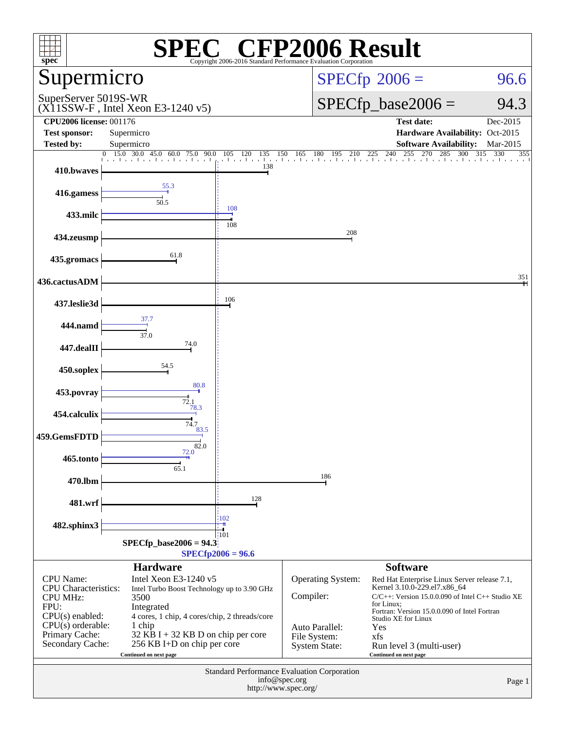# SPEC® CFP2006 Result

Copyright 2006-2016 Standard Performance Evaluation Corporation

## Supermicro

SuperServer 5019S-WR
(X11SSW-F , Intel Xeon E3-1240 v5)

SPECfp 2006 = 96.6

SPECfp_base2006 = 94.3

| | | | |
|---|---|---|---|
| **CPU2006 license:** 001176 | | **Test date:** | Dec-2015 |
| **Test sponsor:** | Supermicro | **Hardware Availability:** | Oct-2015 |
| **Tested by:** | Supermicro | **Software Availability:** | Mar-2015 |

| Benchmark | Peak | Base |
|---|---|---|
| 410.bwaves | | 138 |
| 416.gamess | 55.3 | 50.5 |
| 433.milc | 108 | 108 |
| 434.zeusmp | | 208 |
| 435.gromacs | | 61.8 |
| 436.cactusADM | | 351 |
| 437.leslie3d | | 106 |
| 444.namd | 37.7 | 37.0 |
| 447.dealII | | 74.0 |
| 450.soplex | | 54.5 |
| 453.povray | 80.8 | 72.1 |
| 454.calculix | 78.3 | 74.7 |
| 459.GemsFDTD | 83.5 | 82.0 |
| 465.tonto | 72.0 | 65.1 |
| 470.lbm | | 186 |
| 481.wrf | | 128 |
| 482.sphinx3 | 102 | 101 |

SPECfp_base2006 = 94.3

SPECfp2006 = 96.6

## Hardware

| | |
|---|---|
| CPU Name: | Intel Xeon E3-1240 v5 |
| CPU Characteristics: | Intel Turbo Boost Technology up to 3.90 GHz |
| CPU MHz: | 3500 |
| FPU: | Integrated |
| CPU(s) enabled: | 4 cores, 1 chip, 4 cores/chip, 2 threads/core |
| CPU(s) orderable: | 1 chip |
| Primary Cache: | 32 KB I + 32 KB D on chip per core |
| Secondary Cache: | 256 KB I+D on chip per core |

Continued on next page

## Software

| | |
|---|---|
| Operating System: | Red Hat Enterprise Linux Server release 7.1, Kernel 3.10.0-229.el7.x86_64 |
| Compiler: | C/C++: Version 15.0.0.090 of Intel C++ Studio XE for Linux; Fortran: Version 15.0.0.090 of Intel Fortran Studio XE for Linux |
| Auto Parallel: | Yes |
| File System: | xfs |
| System State: | Run level 3 (multi-user) |

Continued on next page

Standard Performance Evaluation Corporation
info@spec.org
http://www.spec.org/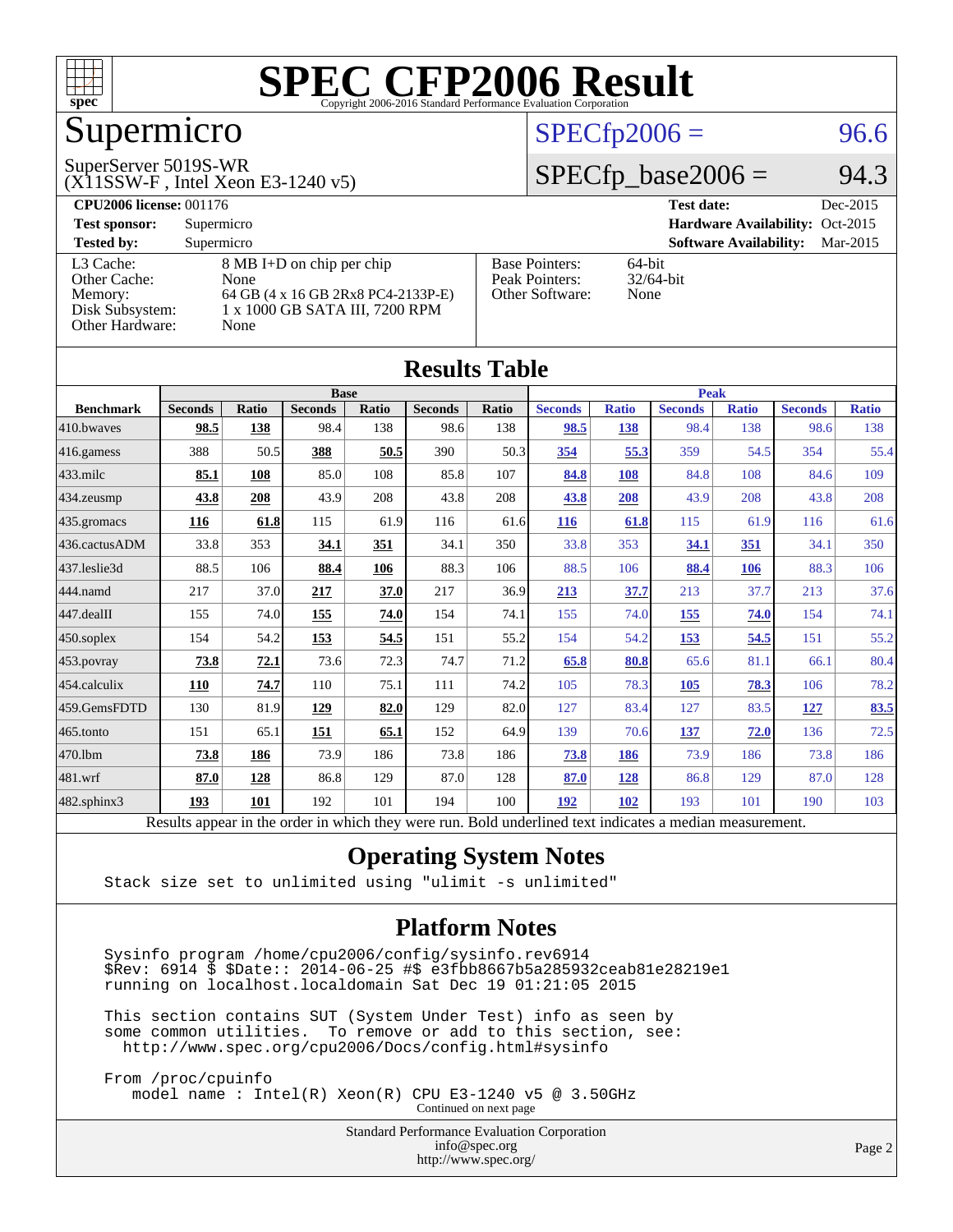# SPEC CFP2006 Result

Copyright 2006-2016 Standard Performance Evaluation Corporation

## Supermicro

SuperServer 5019S-WR
(X11SSW-F , Intel Xeon E3-1240 v5)

SPECfp2006 = 96.6

SPECfp_base2006 = 94.3

**CPU2006 license:** 001176
**Test sponsor:** Supermicro
**Tested by:** Supermicro

**Test date:** Dec-2015
**Hardware Availability:** Oct-2015
**Software Availability:** Mar-2015

| | |
|---|---|
| L3 Cache: | 8 MB I+D on chip per chip |
| Other Cache: | None |
| Memory: | 64 GB (4 x 16 GB 2Rx8 PC4-2133P-E) |
| Disk Subsystem: | 1 x 1000 GB SATA III, 7200 RPM |
| Other Hardware: | None |

| | |
|---|---|
| Base Pointers: | 64-bit |
| Peak Pointers: | 32/64-bit |
| Other Software: | None |

## Results Table

| Benchmark | Base | | | | | | Peak | | | | | |
|---|---|---|---|---|---|---|---|---|---|---|---|---|
| | Seconds | Ratio | Seconds | Ratio | Seconds | Ratio | Seconds | Ratio | Seconds | Ratio | Seconds | Ratio |
| 410.bwaves | **98.5** | **138** | 98.4 | 138 | 98.6 | 138 | **98.5** | **138** | 98.4 | 138 | 98.6 | 138 |
| 416.gamess | 388 | 50.5 | **388** | **50.5** | 390 | 50.3 | **354** | **55.3** | 359 | 54.5 | 354 | 55.4 |
| 433.milc | **85.1** | **108** | 85.0 | 108 | 85.8 | 107 | **84.8** | **108** | 84.8 | 108 | 84.6 | 109 |
| 434.zeusmp | **43.8** | **208** | 43.9 | 208 | 43.8 | 208 | **43.8** | **208** | 43.9 | 208 | 43.8 | 208 |
| 435.gromacs | **116** | **61.8** | 115 | 61.9 | 116 | 61.6 | **116** | **61.8** | 115 | 61.9 | 116 | 61.6 |
| 436.cactusADM | 33.8 | 353 | **34.1** | **351** | 34.1 | 350 | 33.8 | 353 | **34.1** | **351** | 34.1 | 350 |
| 437.leslie3d | 88.5 | 106 | **88.4** | **106** | 88.3 | 106 | 88.5 | 106 | **88.4** | **106** | 88.3 | 106 |
| 444.namd | 217 | 37.0 | **217** | **37.0** | 217 | 36.9 | **213** | **37.7** | 213 | 37.7 | 213 | 37.6 |
| 447.dealII | 155 | 74.0 | **155** | **74.0** | 154 | 74.1 | 155 | 74.0 | **155** | **74.0** | 154 | 74.1 |
| 450.soplex | 154 | 54.2 | **153** | **54.5** | 151 | 55.2 | 154 | 54.2 | **153** | **54.5** | 151 | 55.2 |
| 453.povray | **73.8** | **72.1** | 73.6 | 72.3 | 74.7 | 71.2 | **65.8** | **80.8** | 65.6 | 81.1 | 66.1 | 80.4 |
| 454.calculix | **110** | **74.7** | 110 | 75.1 | 111 | 74.2 | 105 | 78.3 | **105** | **78.3** | 106 | 78.2 |
| 459.GemsFDTD | 130 | 81.9 | **129** | **82.0** | 129 | 82.0 | 127 | 83.4 | 127 | 83.5 | **127** | **83.5** |
| 465.tonto | 151 | 65.1 | **151** | **65.1** | 152 | 64.9 | 139 | 70.6 | **137** | **72.0** | 136 | 72.5 |
| 470.lbm | **73.8** | **186** | 73.9 | 186 | 73.8 | 186 | **73.8** | **186** | 73.9 | 186 | 73.8 | 186 |
| 481.wrf | **87.0** | **128** | 86.8 | 129 | 87.0 | 128 | **87.0** | **128** | 86.8 | 129 | 87.0 | 128 |
| 482.sphinx3 | **193** | **101** | 192 | 101 | 194 | 100 | **192** | **102** | 193 | 101 | 190 | 103 |

Results appear in the order in which they were run. Bold underlined text indicates a median measurement.

## Operating System Notes

```
Stack size set to unlimited using "ulimit -s unlimited"
```

## Platform Notes

```
Sysinfo program /home/cpu2006/config/sysinfo.rev6914
$Rev: 6914 $ $Date:: 2014-06-25 #$ e3fbb8667b5a285932ceab81e28219e1
running on localhost.localdomain Sat Dec 19 01:21:05 2015

This section contains SUT (System Under Test) info as seen by
some common utilities.  To remove or add to this section, see:
  http://www.spec.org/cpu2006/Docs/config.html#sysinfo

From /proc/cpuinfo
   model name : Intel(R) Xeon(R) CPU E3-1240 v5 @ 3.50GHz
```

Continued on next page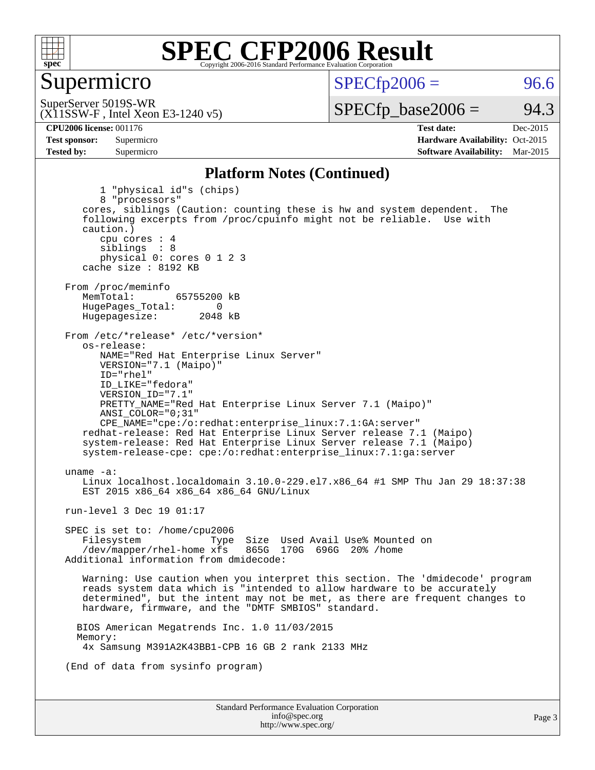# SPEC CFP2006 Result

Copyright 2006-2016 Standard Performance Evaluation Corporation

## Supermicro

SuperServer 5019S-WR
(X11SSW-F , Intel Xeon E3-1240 v5)

SPECfp2006 = 96.6

SPECfp_base2006 = 94.3

| | | | |
|---|---|---|---|
| **CPU2006 license:** 001176 | | **Test date:** | Dec-2015 |
| **Test sponsor:** | Supermicro | **Hardware Availability:** | Oct-2015 |
| **Tested by:** | Supermicro | **Software Availability:** | Mar-2015 |

## Platform Notes (Continued)

```
        1 "physical id"s (chips)
        8 "processors"
     cores, siblings (Caution: counting these is hw and system dependent.  The
     following excerpts from /proc/cpuinfo might not be reliable.  Use with
     caution.)
        cpu cores : 4
        siblings  : 8
        physical 0: cores 0 1 2 3
     cache size : 8192 KB

  From /proc/meminfo
     MemTotal:       65755200 kB
     HugePages_Total:       0
     Hugepagesize:       2048 kB

  From /etc/*release* /etc/*version*
     os-release:
        NAME="Red Hat Enterprise Linux Server"
        VERSION="7.1 (Maipo)"
        ID="rhel"
        ID_LIKE="fedora"
        VERSION_ID="7.1"
        PRETTY_NAME="Red Hat Enterprise Linux Server 7.1 (Maipo)"
        ANSI_COLOR="0;31"
        CPE_NAME="cpe:/o:redhat:enterprise_linux:7.1:GA:server"
     redhat-release: Red Hat Enterprise Linux Server release 7.1 (Maipo)
     system-release: Red Hat Enterprise Linux Server release 7.1 (Maipo)
     system-release-cpe: cpe:/o:redhat:enterprise_linux:7.1:ga:server

  uname -a:
     Linux localhost.localdomain 3.10.0-229.el7.x86_64 #1 SMP Thu Jan 29 18:37:38
     EST 2015 x86_64 x86_64 x86_64 GNU/Linux

  run-level 3 Dec 19 01:17

  SPEC is set to: /home/cpu2006
     Filesystem              Type  Size  Used Avail Use% Mounted on
     /dev/mapper/rhel-home xfs   865G  170G  696G  20% /home
  Additional information from dmidecode:

     Warning: Use caution when you interpret this section. The 'dmidecode' program
     reads system data which is "intended to allow hardware to be accurately
     determined", but the intent may not be met, as there are frequent changes to
     hardware, firmware, and the "DMTF SMBIOS" standard.

    BIOS American Megatrends Inc. 1.0 11/03/2015
    Memory:
     4x Samsung M391A2K43BB1-CPB 16 GB 2 rank 2133 MHz

  (End of data from sysinfo program)
```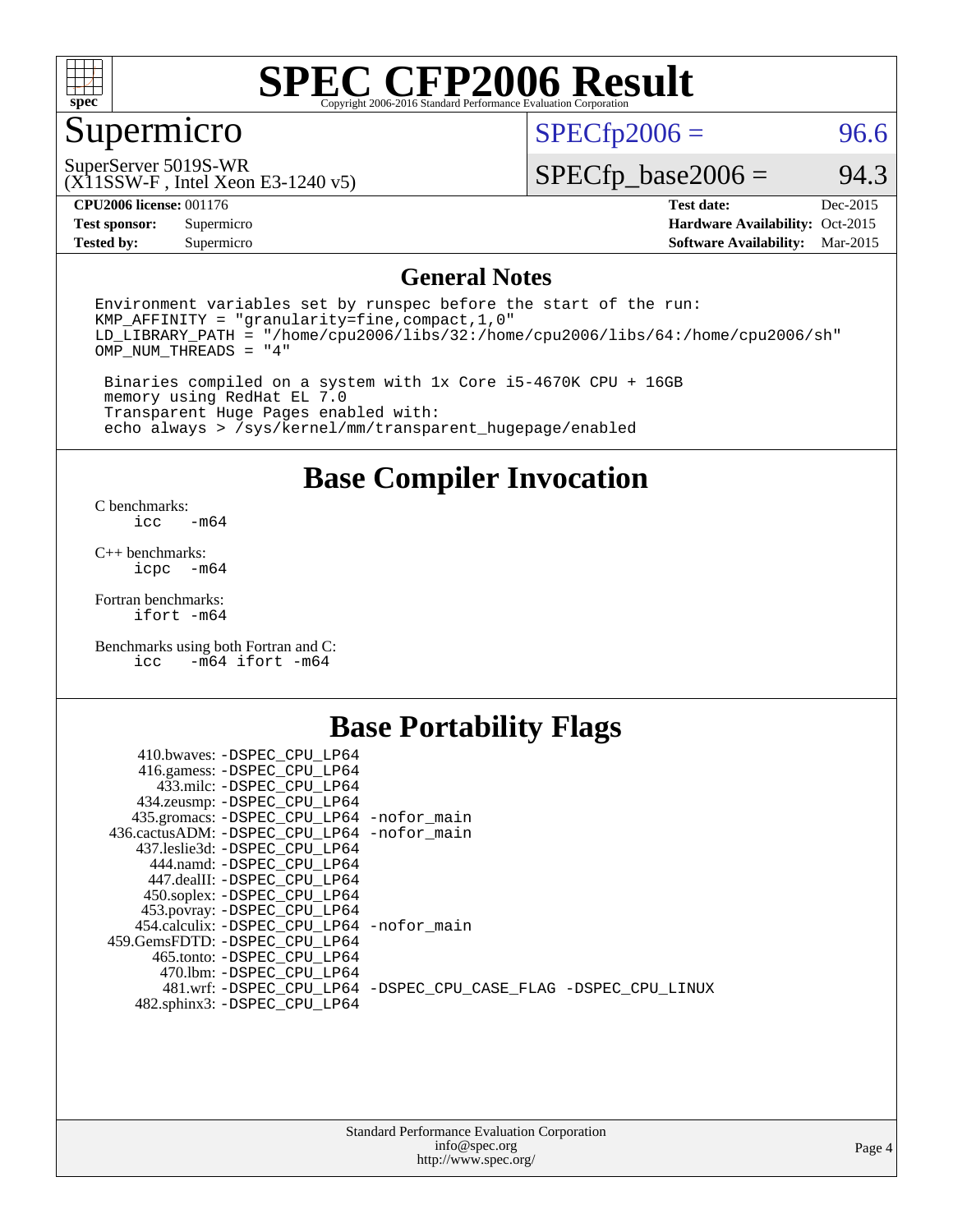# SPEC CFP2006 Result

Copyright 2006-2016 Standard Performance Evaluation Corporation

## Supermicro

SuperServer 5019S-WR
(X11SSW-F , Intel Xeon E3-1240 v5)

SPECfp2006 = 96.6

SPECfp_base2006 = 94.3

| | | | |
|---|---|---|---|
| **CPU2006 license:** | 001176 | **Test date:** | Dec-2015 |
| **Test sponsor:** | Supermicro | **Hardware Availability:** | Oct-2015 |
| **Tested by:** | Supermicro | **Software Availability:** | Mar-2015 |

## General Notes

```
Environment variables set by runspec before the start of the run:
KMP_AFFINITY = "granularity=fine,compact,1,0"
LD_LIBRARY_PATH = "/home/cpu2006/libs/32:/home/cpu2006/libs/64:/home/cpu2006/sh"
OMP_NUM_THREADS = "4"

 Binaries compiled on a system with 1x Core i5-4670K CPU + 16GB
 memory using RedHat EL 7.0
 Transparent Huge Pages enabled with:
 echo always > /sys/kernel/mm/transparent_hugepage/enabled
```

## Base Compiler Invocation

C benchmarks:
```
icc  -m64
```

C++ benchmarks:
```
icpc  -m64
```

Fortran benchmarks:
```
ifort -m64
```

Benchmarks using both Fortran and C:
```
icc  -m64 ifort -m64
```

## Base Portability Flags

| Benchmark | Flags |
|---|---|
| 410.bwaves: | -DSPEC_CPU_LP64 |
| 416.gamess: | -DSPEC_CPU_LP64 |
| 433.milc: | -DSPEC_CPU_LP64 |
| 434.zeusmp: | -DSPEC_CPU_LP64 |
| 435.gromacs: | -DSPEC_CPU_LP64 -nofor_main |
| 436.cactusADM: | -DSPEC_CPU_LP64 -nofor_main |
| 437.leslie3d: | -DSPEC_CPU_LP64 |
| 444.namd: | -DSPEC_CPU_LP64 |
| 447.dealII: | -DSPEC_CPU_LP64 |
| 450.soplex: | -DSPEC_CPU_LP64 |
| 453.povray: | -DSPEC_CPU_LP64 |
| 454.calculix: | -DSPEC_CPU_LP64 -nofor_main |
| 459.GemsFDTD: | -DSPEC_CPU_LP64 |
| 465.tonto: | -DSPEC_CPU_LP64 |
| 470.lbm: | -DSPEC_CPU_LP64 |
| 481.wrf: | -DSPEC_CPU_LP64 -DSPEC_CPU_CASE_FLAG -DSPEC_CPU_LINUX |
| 482.sphinx3: | -DSPEC_CPU_LP64 |

Standard Performance Evaluation Corporation
info@spec.org
http://www.spec.org/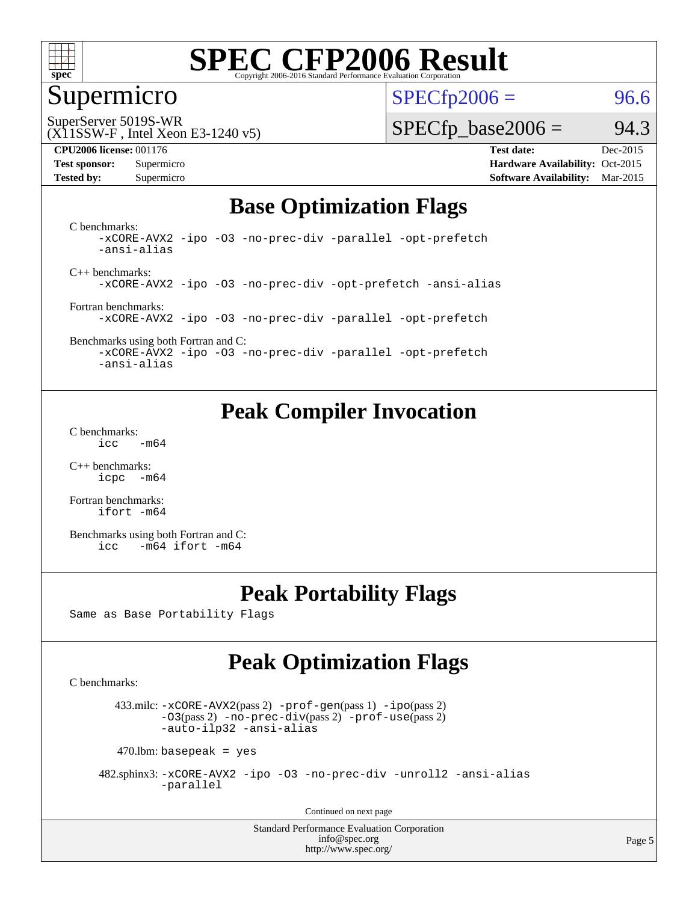# SPEC CFP2006 Result

Copyright 2006-2016 Standard Performance Evaluation Corporation

## Supermicro

SuperServer 5019S-WR
(X11SSW-F , Intel Xeon E3-1240 v5)

SPECfp2006 = 96.6

SPECfp_base2006 = 94.3

**CPU2006 license:** 001176
**Test sponsor:** Supermicro
**Tested by:** Supermicro

**Test date:** Dec-2015
**Hardware Availability:** Oct-2015
**Software Availability:** Mar-2015

## Base Optimization Flags

C benchmarks:
```
-xCORE-AVX2 -ipo -O3 -no-prec-div -parallel -opt-prefetch
-ansi-alias
```

C++ benchmarks:
```
-xCORE-AVX2 -ipo -O3 -no-prec-div -opt-prefetch -ansi-alias
```

Fortran benchmarks:
```
-xCORE-AVX2 -ipo -O3 -no-prec-div -parallel -opt-prefetch
```

Benchmarks using both Fortran and C:
```
-xCORE-AVX2 -ipo -O3 -no-prec-div -parallel -opt-prefetch
-ansi-alias
```

## Peak Compiler Invocation

C benchmarks:
```
icc   -m64
```

C++ benchmarks:
```
icpc  -m64
```

Fortran benchmarks:
```
ifort -m64
```

Benchmarks using both Fortran and C:
```
icc   -m64 ifort -m64
```

## Peak Portability Flags

Same as Base Portability Flags

## Peak Optimization Flags

C benchmarks:

433.milc: -xCORE-AVX2(pass 2) -prof-gen(pass 1) -ipo(pass 2) -O3(pass 2) -no-prec-div(pass 2) -prof-use(pass 2) -auto-ilp32 -ansi-alias

470.lbm: basepeak = yes

482.sphinx3: -xCORE-AVX2 -ipo -O3 -no-prec-div -unroll2 -ansi-alias -parallel

Continued on next page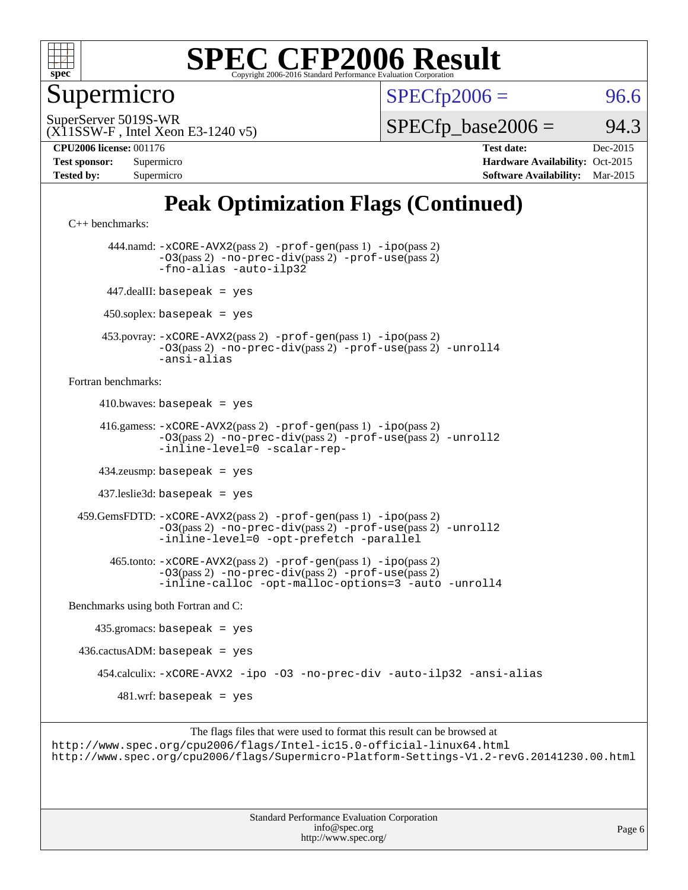# SPEC CFP2006 Result

Copyright 2006-2016 Standard Performance Evaluation Corporation

## Supermicro

SuperServer 5019S-WR
(X11SSW-F , Intel Xeon E3-1240 v5)

SPECfp2006 = 96.6

SPECfp_base2006 = 94.3

| | | | |
|---|---|---|---|
| **CPU2006 license:** 001176 | | **Test date:** | Dec-2015 |
| **Test sponsor:** | Supermicro | **Hardware Availability:** | Oct-2015 |
| **Tested by:** | Supermicro | **Software Availability:** | Mar-2015 |

## Peak Optimization Flags (Continued)

C++ benchmarks:

444.namd: -xCORE-AVX2(pass 2) -prof-gen(pass 1) -ipo(pass 2) -O3(pass 2) -no-prec-div(pass 2) -prof-use(pass 2) -fno-alias -auto-ilp32

447.dealII: basepeak = yes

450.soplex: basepeak = yes

453.povray: -xCORE-AVX2(pass 2) -prof-gen(pass 1) -ipo(pass 2) -O3(pass 2) -no-prec-div(pass 2) -prof-use(pass 2) -unroll4 -ansi-alias

Fortran benchmarks:

410.bwaves: basepeak = yes

416.gamess: -xCORE-AVX2(pass 2) -prof-gen(pass 1) -ipo(pass 2) -O3(pass 2) -no-prec-div(pass 2) -prof-use(pass 2) -unroll2 -inline-level=0 -scalar-rep-

434.zeusmp: basepeak = yes

437.leslie3d: basepeak = yes

459.GemsFDTD: -xCORE-AVX2(pass 2) -prof-gen(pass 1) -ipo(pass 2) -O3(pass 2) -no-prec-div(pass 2) -prof-use(pass 2) -unroll2 -inline-level=0 -opt-prefetch -parallel

465.tonto: -xCORE-AVX2(pass 2) -prof-gen(pass 1) -ipo(pass 2) -O3(pass 2) -no-prec-div(pass 2) -prof-use(pass 2) -inline-calloc -opt-malloc-options=3 -auto -unroll4

Benchmarks using both Fortran and C:

435.gromacs: basepeak = yes

436.cactusADM: basepeak = yes

454.calculix: -xCORE-AVX2 -ipo -O3 -no-prec-div -auto-ilp32 -ansi-alias

481.wrf: basepeak = yes

The flags files that were used to format this result can be browsed at
http://www.spec.org/cpu2006/flags/Intel-ic15.0-official-linux64.html
http://www.spec.org/cpu2006/flags/Supermicro-Platform-Settings-V1.2-revG.20141230.00.html

Standard Performance Evaluation Corporation
info@spec.org
http://www.spec.org/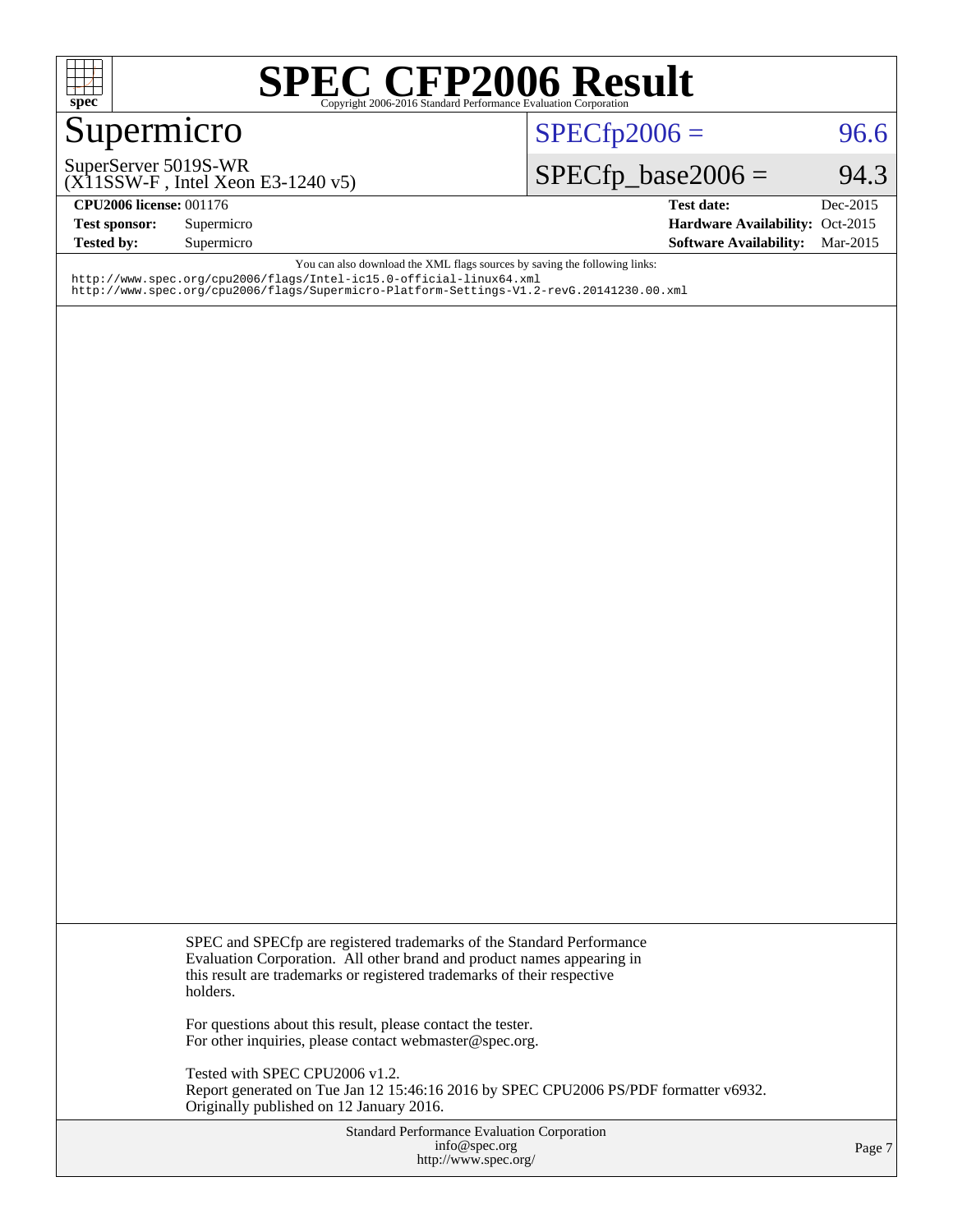# SPEC CFP2006 Result

Copyright 2006-2016 Standard Performance Evaluation Corporation

## Supermicro

SuperServer 5019S-WR
(X11SSW-F , Intel Xeon E3-1240 v5)

SPECfp2006 = 96.6

SPECfp_base2006 = 94.3

| | | | |
|---|---|---|---|
| **CPU2006 license:** 001176 | | **Test date:** | Dec-2015 |
| **Test sponsor:** | Supermicro | **Hardware Availability:** | Oct-2015 |
| **Tested by:** | Supermicro | **Software Availability:** | Mar-2015 |

You can also download the XML flags sources by saving the following links:
http://www.spec.org/cpu2006/flags/Intel-ic15.0-official-linux64.xml
http://www.spec.org/cpu2006/flags/Supermicro-Platform-Settings-V1.2-revG.20141230.00.xml

SPEC and SPECfp are registered trademarks of the Standard Performance Evaluation Corporation. All other brand and product names appearing in this result are trademarks or registered trademarks of their respective holders.

For questions about this result, please contact the tester.
For other inquiries, please contact webmaster@spec.org.

Tested with SPEC CPU2006 v1.2.
Report generated on Tue Jan 12 15:46:16 2016 by SPEC CPU2006 PS/PDF formatter v6932.
Originally published on 12 January 2016.

Standard Performance Evaluation Corporation
info@spec.org
http://www.spec.org/